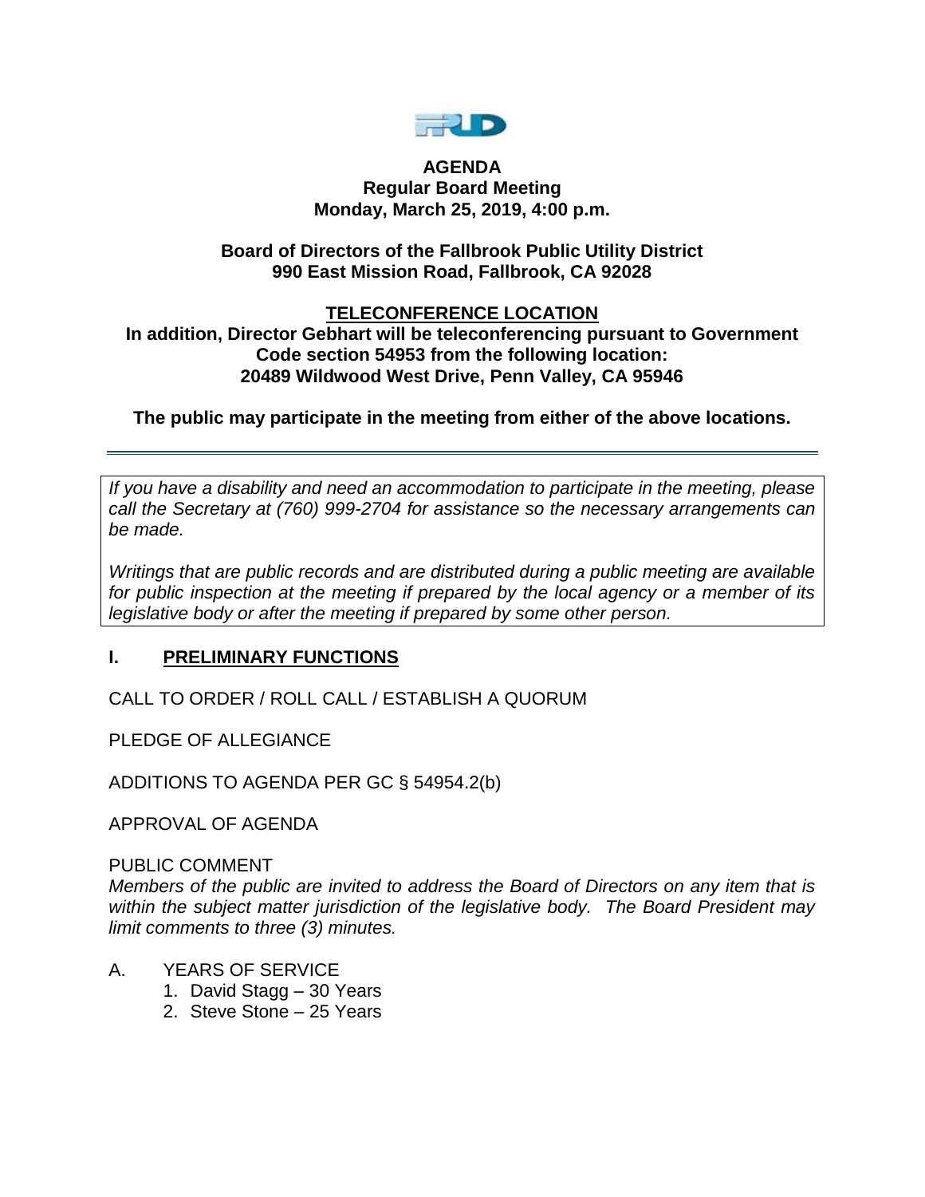# AGENDA
## Regular Board Meeting
## Monday, March 25, 2019, 4:00 p.m.

**Board of Directors of the Fallbrook Public Utility District**
**990 East Mission Road, Fallbrook, CA 92028**

**TELECONFERENCE LOCATION**
**In addition, Director Gebhart will be teleconferencing pursuant to Government Code section 54953 from the following location:**
**20489 Wildwood West Drive, Penn Valley, CA 95946**

**The public may participate in the meeting from either of the above locations.**

---

*If you have a disability and need an accommodation to participate in the meeting, please call the Secretary at (760) 999-2704 for assistance so the necessary arrangements can be made.*

*Writings that are public records and are distributed during a public meeting are available for public inspection at the meeting if prepared by the local agency or a member of its legislative body or after the meeting if prepared by some other person.*

## I. PRELIMINARY FUNCTIONS

CALL TO ORDER / ROLL CALL / ESTABLISH A QUORUM

PLEDGE OF ALLEGIANCE

ADDITIONS TO AGENDA PER GC § 54954.2(b)

APPROVAL OF AGENDA

PUBLIC COMMENT
*Members of the public are invited to address the Board of Directors on any item that is within the subject matter jurisdiction of the legislative body. The Board President may limit comments to three (3) minutes.*

A. YEARS OF SERVICE
1. David Stagg – 30 Years
2. Steve Stone – 25 Years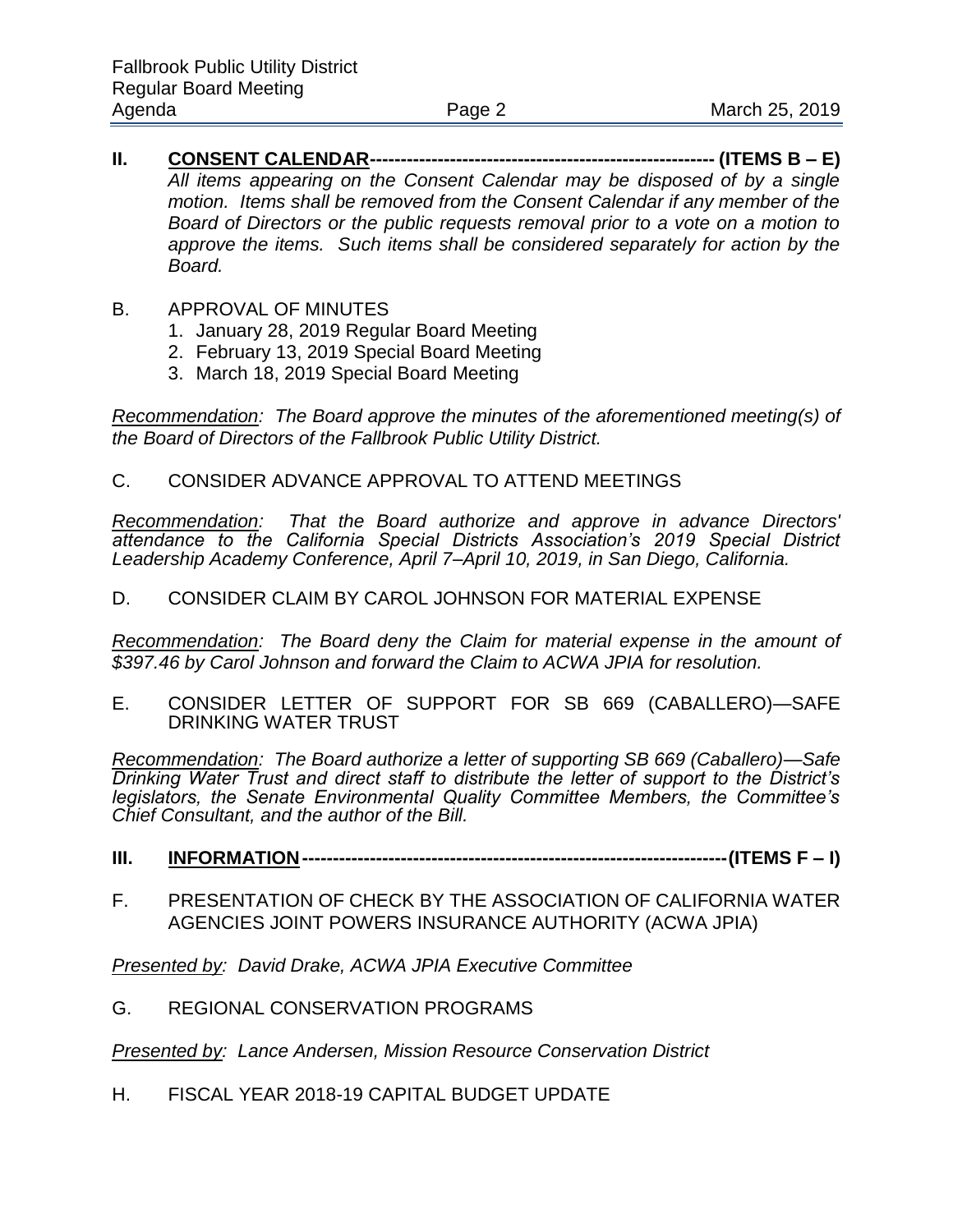## II. CONSENT CALENDAR------------------------------------------------------- (ITEMS B – E)

*All items appearing on the Consent Calendar may be disposed of by a single motion. Items shall be removed from the Consent Calendar if any member of the Board of Directors or the public requests removal prior to a vote on a motion to approve the items. Such items shall be considered separately for action by the Board.*

B. APPROVAL OF MINUTES

1. January 28, 2019 Regular Board Meeting
2. February 13, 2019 Special Board Meeting
3. March 18, 2019 Special Board Meeting

*Recommendation: The Board approve the minutes of the aforementioned meeting(s) of the Board of Directors of the Fallbrook Public Utility District.*

C. CONSIDER ADVANCE APPROVAL TO ATTEND MEETINGS

*Recommendation: That the Board authorize and approve in advance Directors' attendance to the California Special Districts Association's 2019 Special District Leadership Academy Conference, April 7–April 10, 2019, in San Diego, California.*

D. CONSIDER CLAIM BY CAROL JOHNSON FOR MATERIAL EXPENSE

*Recommendation: The Board deny the Claim for material expense in the amount of $397.46 by Carol Johnson and forward the Claim to ACWA JPIA for resolution.*

E. CONSIDER LETTER OF SUPPORT FOR SB 669 (CABALLERO)—SAFE DRINKING WATER TRUST

*Recommendation: The Board authorize a letter of supporting SB 669 (Caballero)—Safe Drinking Water Trust and direct staff to distribute the letter of support to the District's legislators, the Senate Environmental Quality Committee Members, the Committee's Chief Consultant, and the author of the Bill.*

## III. INFORMATION------------------------------------------------------------------(ITEMS F – I)

F. PRESENTATION OF CHECK BY THE ASSOCIATION OF CALIFORNIA WATER AGENCIES JOINT POWERS INSURANCE AUTHORITY (ACWA JPIA)

*Presented by: David Drake, ACWA JPIA Executive Committee*

G. REGIONAL CONSERVATION PROGRAMS

*Presented by: Lance Andersen, Mission Resource Conservation District*

H. FISCAL YEAR 2018-19 CAPITAL BUDGET UPDATE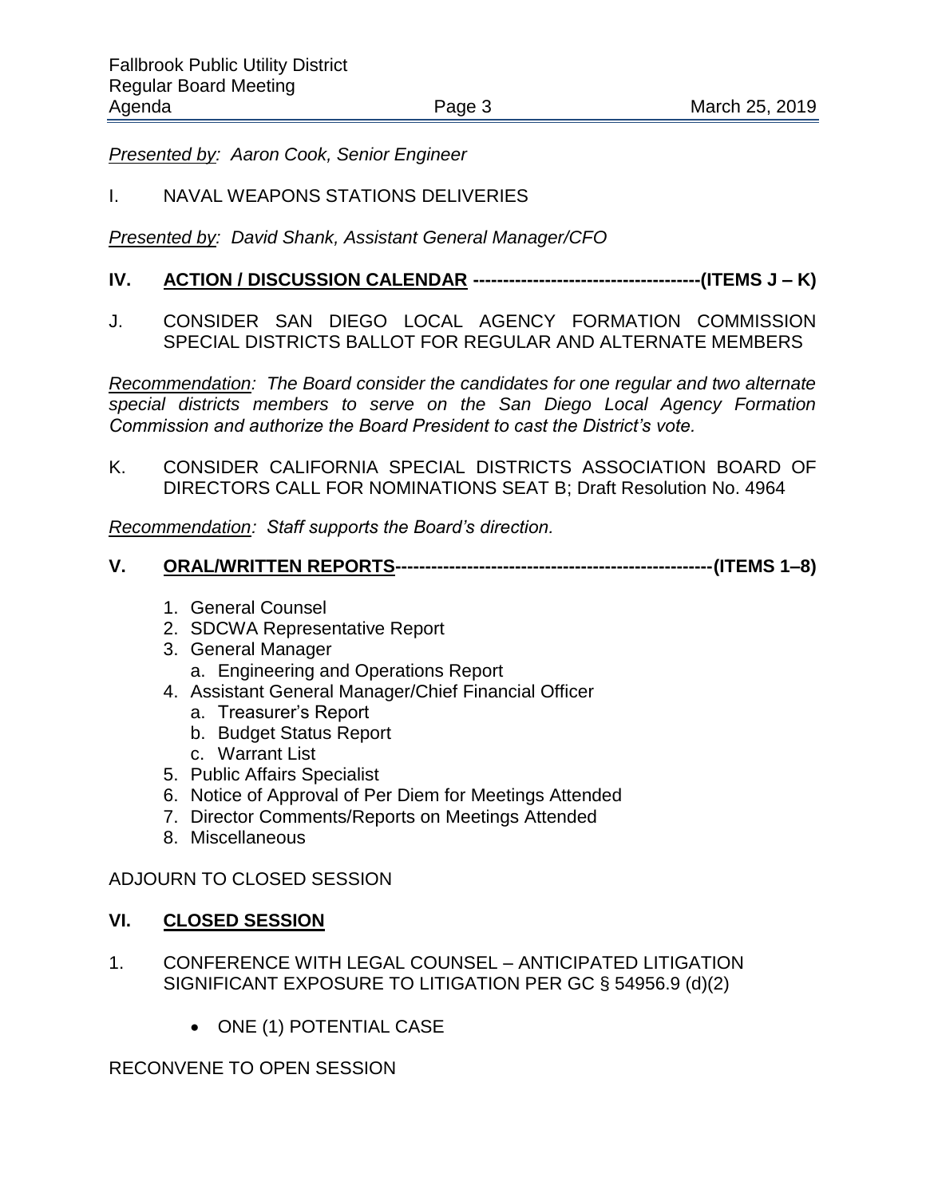*Presented by: Aaron Cook, Senior Engineer*

I. NAVAL WEAPONS STATIONS DELIVERIES

*Presented by: David Shank, Assistant General Manager/CFO*

## IV. ACTION / DISCUSSION CALENDAR --------------------------------------(ITEMS J – K)

J. CONSIDER SAN DIEGO LOCAL AGENCY FORMATION COMMISSION SPECIAL DISTRICTS BALLOT FOR REGULAR AND ALTERNATE MEMBERS

*Recommendation: The Board consider the candidates for one regular and two alternate special districts members to serve on the San Diego Local Agency Formation Commission and authorize the Board President to cast the District's vote.*

K. CONSIDER CALIFORNIA SPECIAL DISTRICTS ASSOCIATION BOARD OF DIRECTORS CALL FOR NOMINATIONS SEAT B; Draft Resolution No. 4964

*Recommendation: Staff supports the Board's direction.*

## V. ORAL/WRITTEN REPORTS-----------------------------------------------------(ITEMS 1–8)

1. General Counsel
2. SDCWA Representative Report
3. General Manager
   a. Engineering and Operations Report
4. Assistant General Manager/Chief Financial Officer
   a. Treasurer's Report
   b. Budget Status Report
   c. Warrant List
5. Public Affairs Specialist
6. Notice of Approval of Per Diem for Meetings Attended
7. Director Comments/Reports on Meetings Attended
8. Miscellaneous

ADJOURN TO CLOSED SESSION

## VI. CLOSED SESSION

1. CONFERENCE WITH LEGAL COUNSEL – ANTICIPATED LITIGATION SIGNIFICANT EXPOSURE TO LITIGATION PER GC § 54956.9 (d)(2)

   - ONE (1) POTENTIAL CASE

RECONVENE TO OPEN SESSION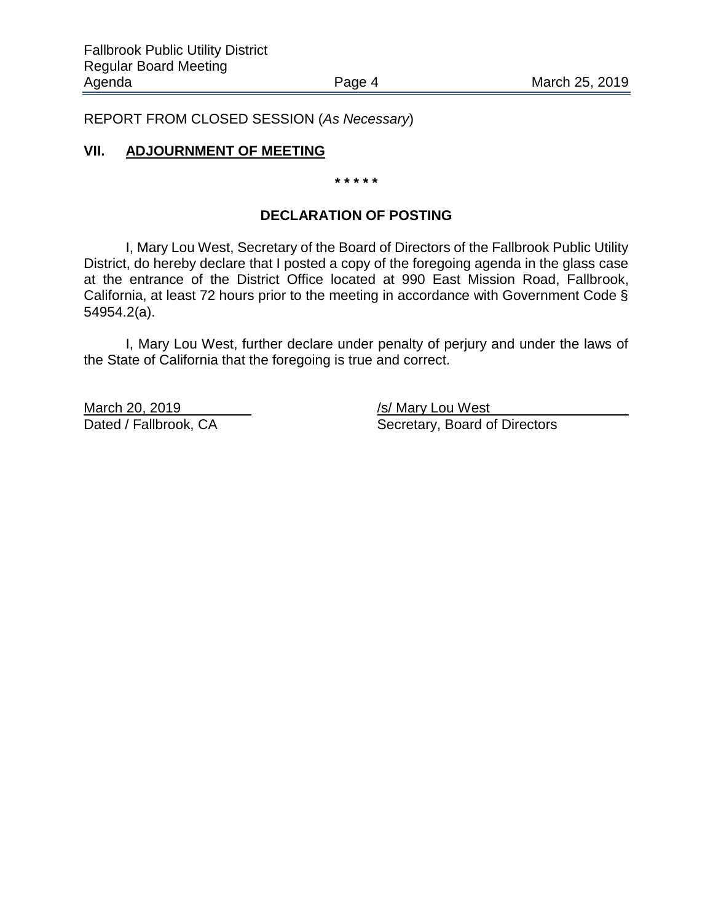REPORT FROM CLOSED SESSION (*As Necessary*)

## VII. ADJOURNMENT OF MEETING

* * * * *

### DECLARATION OF POSTING

I, Mary Lou West, Secretary of the Board of Directors of the Fallbrook Public Utility District, do hereby declare that I posted a copy of the foregoing agenda in the glass case at the entrance of the District Office located at 990 East Mission Road, Fallbrook, California, at least 72 hours prior to the meeting in accordance with Government Code § 54954.2(a).

I, Mary Lou West, further declare under penalty of perjury and under the laws of the State of California that the foregoing is true and correct.

March 20, 2019
Dated / Fallbrook, CA

/s/ Mary Lou West
Secretary, Board of Directors